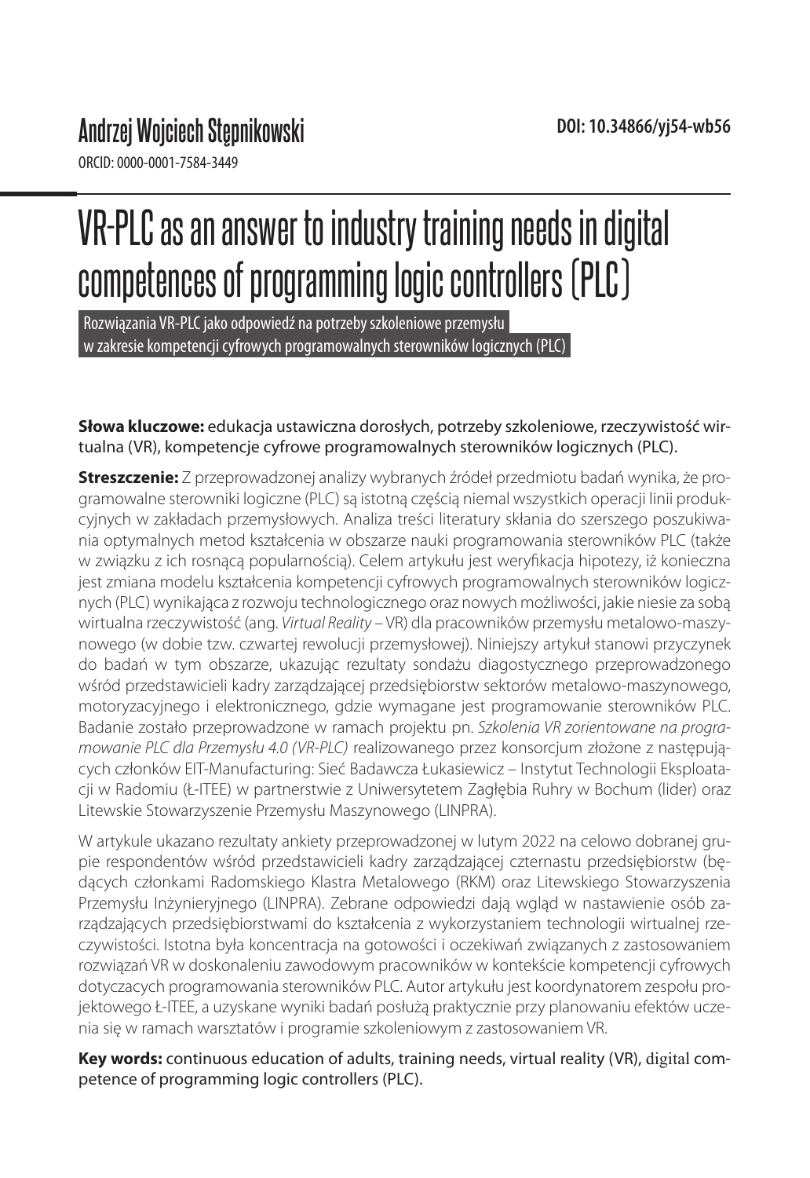Andrzej Wojciech Stępnikowski

ORCID: 0000-0001-7584-3449

DOI: 10.34866/yj54-wb56

# VR-PLC as an answer to industry training needs in digital competences of programming logic controllers (PLC)

Rozwiązania VR-PLC jako odpowiedź na potrzeby szkoleniowe przemysłu w zakresie kompetencji cyfrowych programowalnych sterowników logicznych (PLC)

**Słowa kluczowe:** edukacja ustawiczna dorosłych, potrzeby szkoleniowe, rzeczywistość wirtualna (VR), kompetencje cyfrowe programowalnych sterowników logicznych (PLC).

**Streszczenie:** Z przeprowadzonej analizy wybranych źródeł przedmiotu badań wynika, że programowalne sterowniki logiczne (PLC) są istotną częścią niemal wszystkich operacji linii produkcyjnych w zakładach przemysłowych. Analiza treści literatury skłania do szerszego poszukiwania optymalnych metod kształcenia w obszarze nauki programowania sterowników PLC (także w związku z ich rosnącą popularnością). Celem artykułu jest weryfikacja hipotezy, iż konieczna jest zmiana modelu kształcenia kompetencji cyfrowych programowalnych sterowników logicznych (PLC) wynikająca z rozwoju technologicznego oraz nowych możliwości, jakie niesie za sobą wirtualna rzeczywistość (ang. *Virtual Reality* – VR) dla pracowników przemysłu metalowo-maszynowego (w dobie tzw. czwartej rewolucji przemysłowej). Niniejszy artykuł stanowi przyczynek do badań w tym obszarze, ukazując rezultaty sondażu diagnostycznego przeprowadzonego wśród przedstawicieli kadry zarządzającej przedsiębiorstw sektorów metalowo-maszynowego, motoryzacyjnego i elektronicznego, gdzie wymagane jest programowanie sterowników PLC. Badanie zostało przeprowadzone w ramach projektu pn. *Szkolenia VR zorientowane na programowanie PLC dla Przemysłu 4.0 (VR-PLC)* realizowanego przez konsorcjum złożone z następujących członków EIT-Manufacturing: Sieć Badawcza Łukasiewicz – Instytut Technologii Eksploatacji w Radomiu (Ł-ITEE) w partnerstwie z Uniwersytetem Zagłębia Ruhry w Bochum (lider) oraz Litewskie Stowarzyszenie Przemysłu Maszynowego (LINPRA).

W artykule ukazano rezultaty ankiety przeprowadzonej w lutym 2022 na celowo dobranej grupie respondentów wśród przedstawicieli kadry zarządzającej czternastu przedsiębiorstw (będących członkami Radomskiego Klastra Metalowego (RKM) oraz Litewskiego Stowarzyszenia Przemysłu Inżynieryjnego (LINPRA). Zebrane odpowiedzi dają wgląd w nastawienie osób zarządzających przedsiębiorstwami do kształcenia z wykorzystaniem technologii wirtualnej rzeczywistości. Istotna była koncentracja na gotowości i oczekiwań związanych z zastosowaniem rozwiązań VR w doskonaleniu zawodowym pracowników w kontekście kompetencji cyfrowych dotyczacych programowania sterowników PLC. Autor artykułu jest koordynatorem zespołu projektowego Ł-ITEE, a uzyskane wyniki badań posłużą praktycznie przy planowaniu efektów uczenia się w ramach warsztatów i programie szkoleniowym z zastosowaniem VR.

**Key words:** continuous education of adults, training needs, virtual reality (VR), digital competence of programming logic controllers (PLC).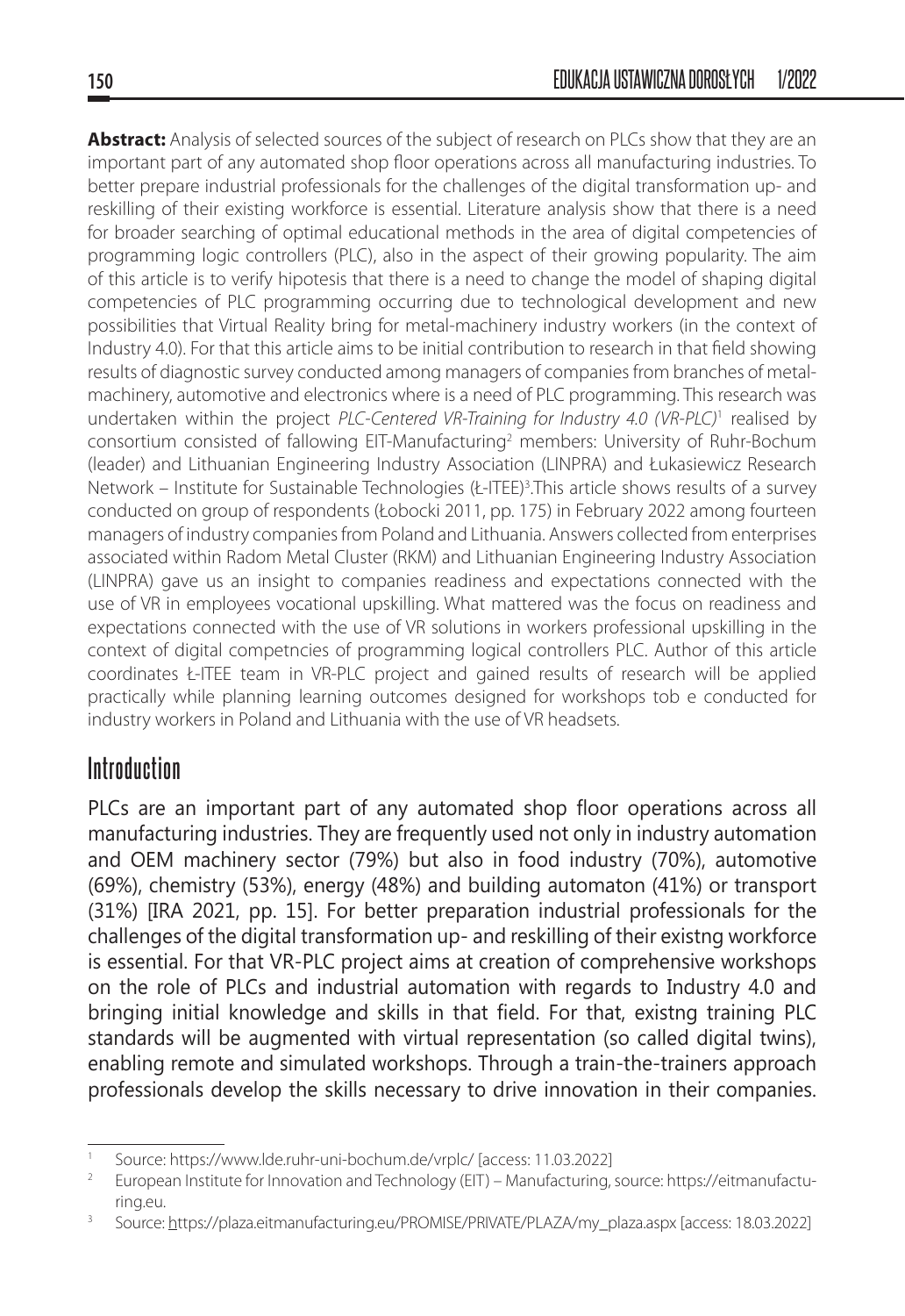**Abstract:** Analysis of selected sources of the subject of research on PLCs show that they are an important part of any automated shop floor operations across all manufacturing industries. To better prepare industrial professionals for the challenges of the digital transformation up- and reskilling of their existing workforce is essential. Literature analysis show that there is a need for broader searching of optimal educational methods in the area of digital competencies of programming logic controllers (PLC), also in the aspect of their growing popularity. The aim of this article is to verify hipotesis that there is a need to change the model of shaping digital competencies of PLC programming occurring due to technological development and new possibilities that Virtual Reality bring for metal-machinery industry workers (in the context of Industry 4.0). For that this article aims to be initial contribution to research in that field showing results of diagnostic survey conducted among managers of companies from branches of metal-machinery, automotive and electronics where is a need of PLC programming. This research was undertaken within the project *PLC-Centered VR-Training for Industry 4.0 (VR-PLC)*[1] realised by consortium consisted of fallowing EIT-Manufacturing[2] members: University of Ruhr-Bochum (leader) and Lithuanian Engineering Industry Association (LINPRA) and Łukasiewicz Research Network – Institute for Sustainable Technologies (Ł-ITEE)[3].This article shows results of a survey conducted on group of respondents (Łobocki 2011, pp. 175) in February 2022 among fourteen managers of industry companies from Poland and Lithuania. Answers collected from enterprises associated within Radom Metal Cluster (RKM) and Lithuanian Engineering Industry Association (LINPRA) gave us an insight to companies readiness and expectations connected with the use of VR in employees vocational upskilling. What mattered was the focus on readiness and expectations connected with the use of VR solutions in workers professional upskilling in the context of digital competncies of programming logical controllers PLC. Author of this article coordinates Ł-ITEE team in VR-PLC project and gained results of research will be applied practically while planning learning outcomes designed for workshops tob e conducted for industry workers in Poland and Lithuania with the use of VR headsets.

## Introduction

PLCs are an important part of any automated shop floor operations across all manufacturing industries. They are frequently used not only in industry automation and OEM machinery sector (79%) but also in food industry (70%), automotive (69%), chemistry (53%), energy (48%) and building automaton (41%) or transport (31%) [IRA 2021, pp. 15]. For better preparation industrial professionals for the challenges of the digital transformation up- and reskilling of their existng workforce is essential. For that VR-PLC project aims at creation of comprehensive workshops on the role of PLCs and industrial automation with regards to Industry 4.0 and bringing initial knowledge and skills in that field. For that, existng training PLC standards will be augmented with virtual representation (so called digital twins), enabling remote and simulated workshops. Through a train-the-trainers approach professionals develop the skills necessary to drive innovation in their companies.

---

[1] Source: https://www.lde.ruhr-uni-bochum.de/vrplc/ [access: 11.03.2022]

[2] European Institute for Innovation and Technology (EIT) – Manufacturing, source: https://eitmanufacturing.eu.

[3] Source: https://plaza.eitmanufacturing.eu/PROMISE/PRIVATE/PLAZA/my_plaza.aspx [access: 18.03.2022]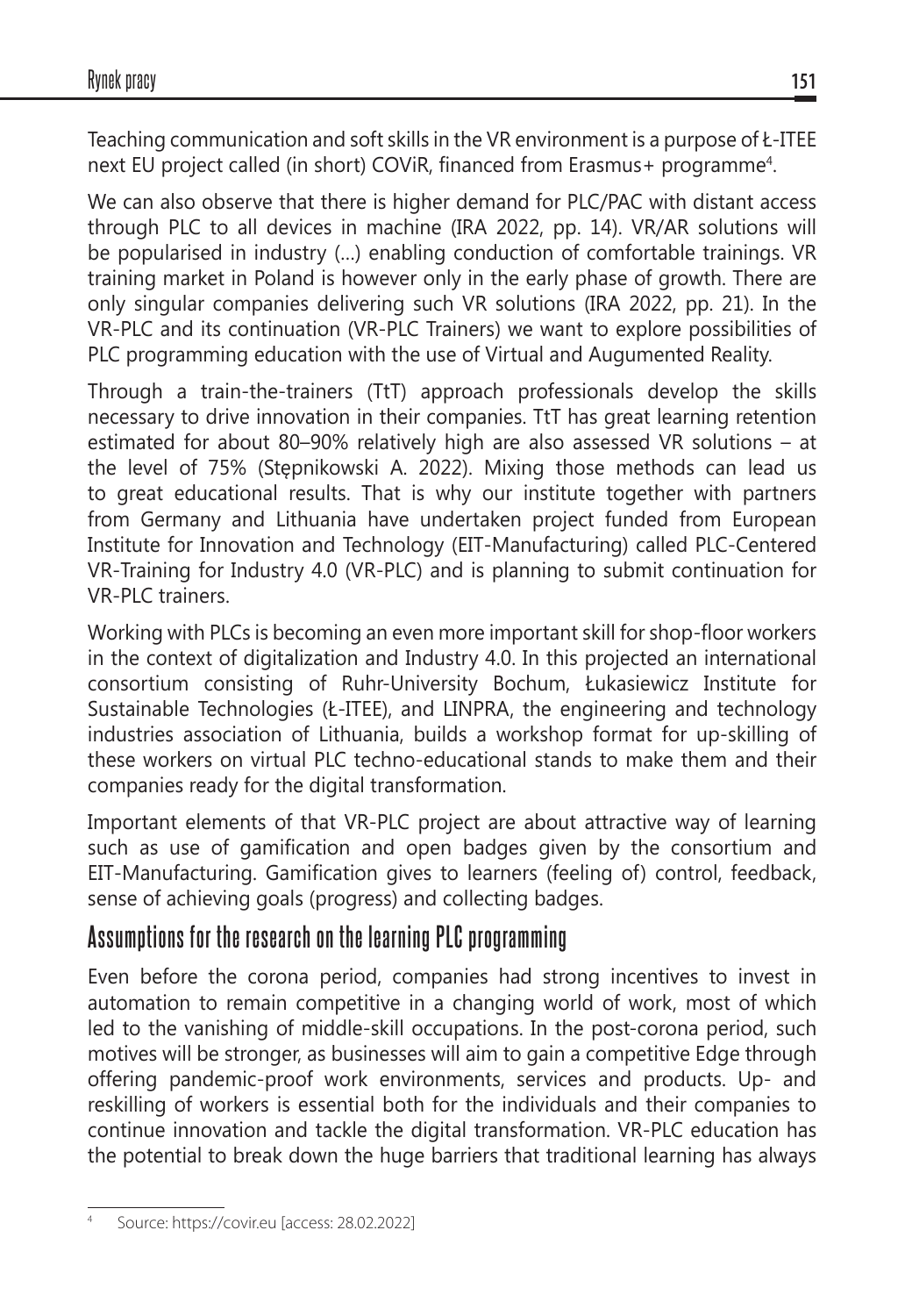Teaching communication and soft skills in the VR environment is a purpose of Ł-ITEE next EU project called (in short) COViR, financed from Erasmus+ programme[4].

We can also observe that there is higher demand for PLC/PAC with distant access through PLC to all devices in machine (IRA 2022, pp. 14). VR/AR solutions will be popularised in industry (...) enabling conduction of comfortable trainings. VR training market in Poland is however only in the early phase of growth. There are only singular companies delivering such VR solutions (IRA 2022, pp. 21). In the VR-PLC and its continuation (VR-PLC Trainers) we want to explore possibilities of PLC programming education with the use of Virtual and Augumented Reality.

Through a train-the-trainers (TtT) approach professionals develop the skills necessary to drive innovation in their companies. TtT has great learning retention estimated for about 80–90% relatively high are also assessed VR solutions – at the level of 75% (Stępnikowski A. 2022). Mixing those methods can lead us to great educational results. That is why our institute together with partners from Germany and Lithuania have undertaken project funded from European Institute for Innovation and Technology (EIT-Manufacturing) called PLC-Centered VR-Training for Industry 4.0 (VR-PLC) and is planning to submit continuation for VR-PLC trainers.

Working with PLCs is becoming an even more important skill for shop-floor workers in the context of digitalization and Industry 4.0. In this projected an international consortium consisting of Ruhr-University Bochum, Łukasiewicz Institute for Sustainable Technologies (Ł-ITEE), and LINPRA, the engineering and technology industries association of Lithuania, builds a workshop format for up-skilling of these workers on virtual PLC techno-educational stands to make them and their companies ready for the digital transformation.

Important elements of that VR-PLC project are about attractive way of learning such as use of gamification and open badges given by the consortium and EIT-Manufacturing. Gamification gives to learners (feeling of) control, feedback, sense of achieving goals (progress) and collecting badges.

## Assumptions for the research on the learning PLC programming

Even before the corona period, companies had strong incentives to invest in automation to remain competitive in a changing world of work, most of which led to the vanishing of middle-skill occupations. In the post-corona period, such motives will be stronger, as businesses will aim to gain a competitive Edge through offering pandemic-proof work environments, services and products. Up- and reskilling of workers is essential both for the individuals and their companies to continue innovation and tackle the digital transformation. VR-PLC education has the potential to break down the huge barriers that traditional learning has always

[4] Source: https://covir.eu [access: 28.02.2022]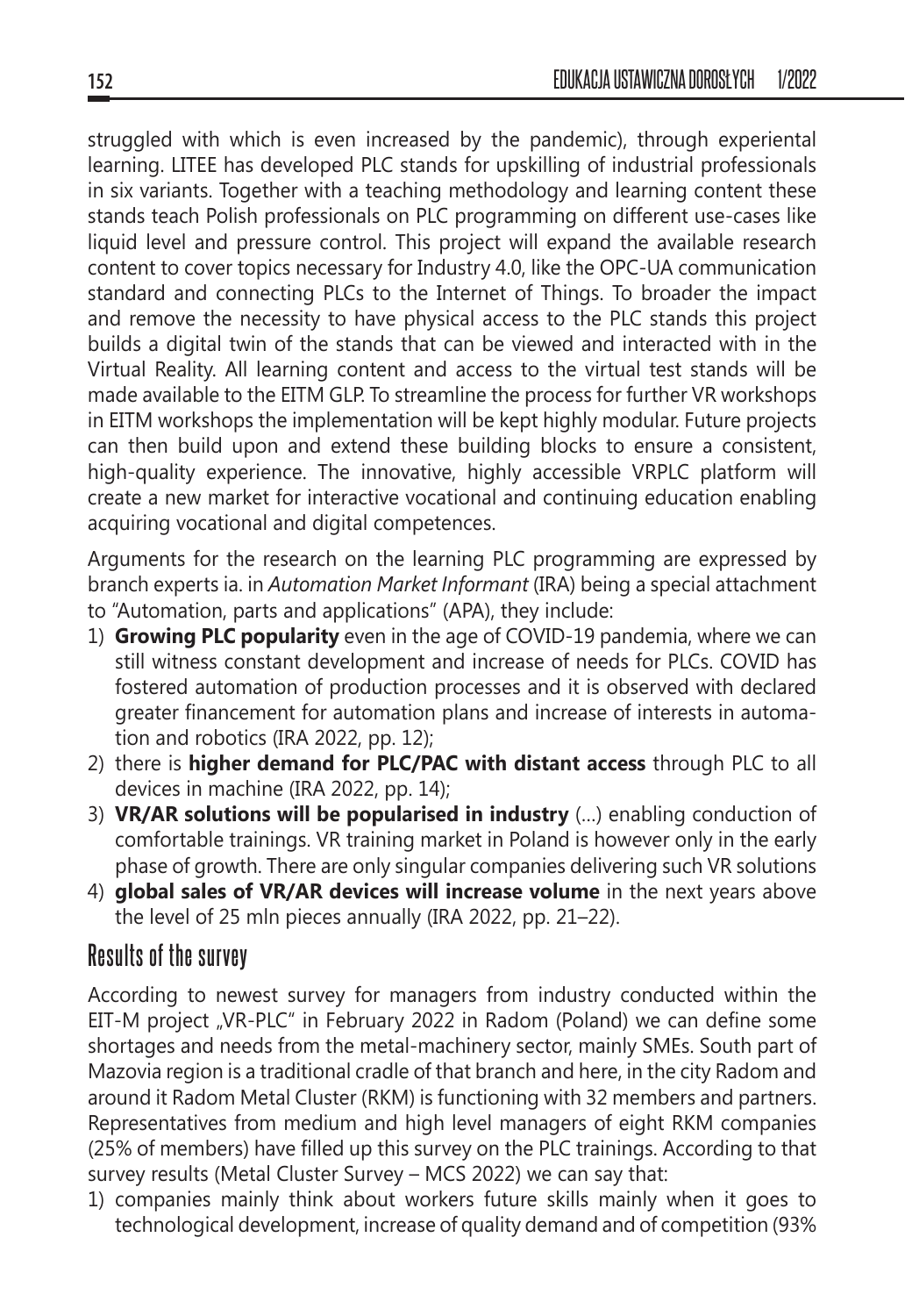struggled with which is even increased by the pandemic), through experiental learning. LITEE has developed PLC stands for upskilling of industrial professionals in six variants. Together with a teaching methodology and learning content these stands teach Polish professionals on PLC programming on different use-cases like liquid level and pressure control. This project will expand the available research content to cover topics necessary for Industry 4.0, like the OPC-UA communication standard and connecting PLCs to the Internet of Things. To broader the impact and remove the necessity to have physical access to the PLC stands this project builds a digital twin of the stands that can be viewed and interacted with in the Virtual Reality. All learning content and access to the virtual test stands will be made available to the EITM GLP. To streamline the process for further VR workshops in EITM workshops the implementation will be kept highly modular. Future projects can then build upon and extend these building blocks to ensure a consistent, high-quality experience. The innovative, highly accessible VRPLC platform will create a new market for interactive vocational and continuing education enabling acquiring vocational and digital competences.

Arguments for the research on the learning PLC programming are expressed by branch experts ia. in *Automation Market Informant* (IRA) being a special attachment to "Automation, parts and applications" (APA), they include:

1) **Growing PLC popularity** even in the age of COVID-19 pandemia, where we can still witness constant development and increase of needs for PLCs. COVID has fostered automation of production processes and it is observed with declared greater financement for automation plans and increase of interests in automation and robotics (IRA 2022, pp. 12);
2) there is **higher demand for PLC/PAC with distant access** through PLC to all devices in machine (IRA 2022, pp. 14);
3) **VR/AR solutions will be popularised in industry** (...) enabling conduction of comfortable trainings. VR training market in Poland is however only in the early phase of growth. There are only singular companies delivering such VR solutions
4) **global sales of VR/AR devices will increase volume** in the next years above the level of 25 mln pieces annually (IRA 2022, pp. 21–22).

## Results of the survey

According to newest survey for managers from industry conducted within the EIT-M project „VR-PLC" in February 2022 in Radom (Poland) we can define some shortages and needs from the metal-machinery sector, mainly SMEs. South part of Mazovia region is a traditional cradle of that branch and here, in the city Radom and around it Radom Metal Cluster (RKM) is functioning with 32 members and partners. Representatives from medium and high level managers of eight RKM companies (25% of members) have filled up this survey on the PLC trainings. According to that survey results (Metal Cluster Survey – MCS 2022) we can say that:

1) companies mainly think about workers future skills mainly when it goes to technological development, increase of quality demand and of competition (93%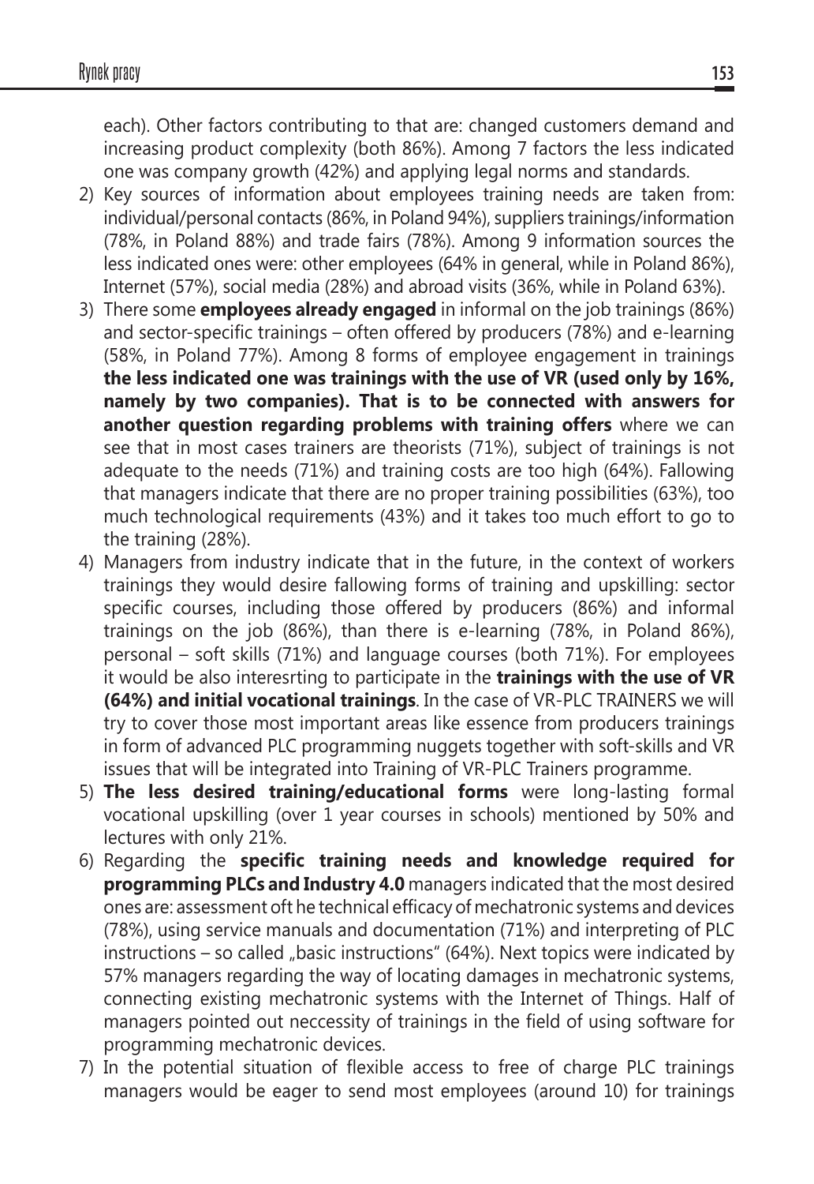each). Other factors contributing to that are: changed customers demand and increasing product complexity (both 86%). Among 7 factors the less indicated one was company growth (42%) and applying legal norms and standards.

2) Key sources of information about employees training needs are taken from: individual/personal contacts (86%, in Poland 94%), suppliers trainings/information (78%, in Poland 88%) and trade fairs (78%). Among 9 information sources the less indicated ones were: other employees (64% in general, while in Poland 86%), Internet (57%), social media (28%) and abroad visits (36%, while in Poland 63%).
3) There some **employees already engaged** in informal on the job trainings (86%) and sector-specific trainings – often offered by producers (78%) and e-learning (58%, in Poland 77%). Among 8 forms of employee engagement in trainings **the less indicated one was trainings with the use of VR (used only by 16%, namely by two companies). That is to be connected with answers for another question regarding problems with training offers** where we can see that in most cases trainers are theorists (71%), subject of trainings is not adequate to the needs (71%) and training costs are too high (64%). Fallowing that managers indicate that there are no proper training possibilities (63%), too much technological requirements (43%) and it takes too much effort to go to the training (28%).
4) Managers from industry indicate that in the future, in the context of workers trainings they would desire fallowing forms of training and upskilling: sector specific courses, including those offered by producers (86%) and informal trainings on the job (86%), than there is e-learning (78%, in Poland 86%), personal – soft skills (71%) and language courses (both 71%). For employees it would be also interesrting to participate in the **trainings with the use of VR (64%) and initial vocational trainings**. In the case of VR-PLC TRAINERS we will try to cover those most important areas like essence from producers trainings in form of advanced PLC programming nuggets together with soft-skills and VR issues that will be integrated into Training of VR-PLC Trainers programme.
5) **The less desired training/educational forms** were long-lasting formal vocational upskilling (over 1 year courses in schools) mentioned by 50% and lectures with only 21%.
6) Regarding the **specific training needs and knowledge required for programming PLCs and Industry 4.0** managers indicated that the most desired ones are: assessment oft he technical efficacy of mechatronic systems and devices (78%), using service manuals and documentation (71%) and interpreting of PLC instructions – so called „basic instructions" (64%). Next topics were indicated by 57% managers regarding the way of locating damages in mechatronic systems, connecting existing mechatronic systems with the Internet of Things. Half of managers pointed out neccessity of trainings in the field of using software for programming mechatronic devices.
7) In the potential situation of flexible access to free of charge PLC trainings managers would be eager to send most employees (around 10) for trainings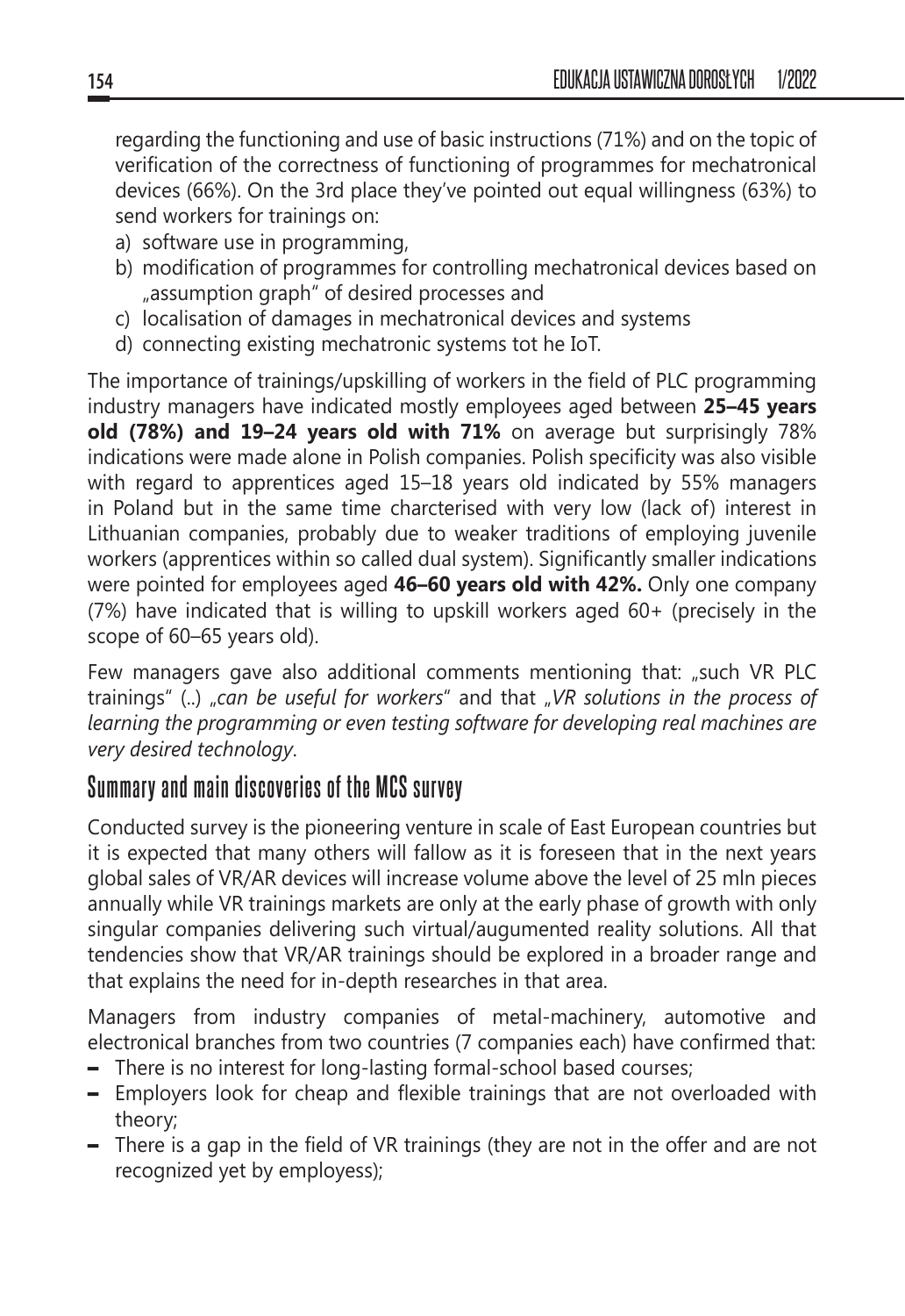regarding the functioning and use of basic instructions (71%) and on the topic of verification of the correctness of functioning of programmes for mechatronical devices (66%). On the 3rd place they've pointed out equal willingness (63%) to send workers for trainings on:

a) software use in programming,
b) modification of programmes for controlling mechatronical devices based on „assumption graph" of desired processes and
c) localisation of damages in mechatronical devices and systems
d) connecting existing mechatronic systems tot he IoT.

The importance of trainings/upskilling of workers in the field of PLC programming industry managers have indicated mostly employees aged between **25–45 years old (78%) and 19–24 years old with 71%** on average but surprisingly 78% indications were made alone in Polish companies. Polish specificity was also visible with regard to apprentices aged 15–18 years old indicated by 55% managers in Poland but in the same time charcterised with very low (lack of) interest in Lithuanian companies, probably due to weaker traditions of employing juvenile workers (apprentices within so called dual system). Significantly smaller indications were pointed for employees aged **46–60 years old with 42%.** Only one company (7%) have indicated that is willing to upskill workers aged 60+ (precisely in the scope of 60–65 years old).

Few managers gave also additional comments mentioning that: „such VR PLC trainings" (..) „*can be useful for workers*" and that „*VR solutions in the process of learning the programming or even testing software for developing real machines are very desired technology*.

## Summary and main discoveries of the MCS survey

Conducted survey is the pioneering venture in scale of East European countries but it is expected that many others will fallow as it is foreseen that in the next years global sales of VR/AR devices will increase volume above the level of 25 mln pieces annually while VR trainings markets are only at the early phase of growth with only singular companies delivering such virtual/augumented reality solutions. All that tendencies show that VR/AR trainings should be explored in a broader range and that explains the need for in-depth researches in that area.

Managers from industry companies of metal-machinery, automotive and electronical branches from two countries (7 companies each) have confirmed that:

- There is no interest for long-lasting formal-school based courses;
- Employers look for cheap and flexible trainings that are not overloaded with theory;
- There is a gap in the field of VR trainings (they are not in the offer and are not recognized yet by employess);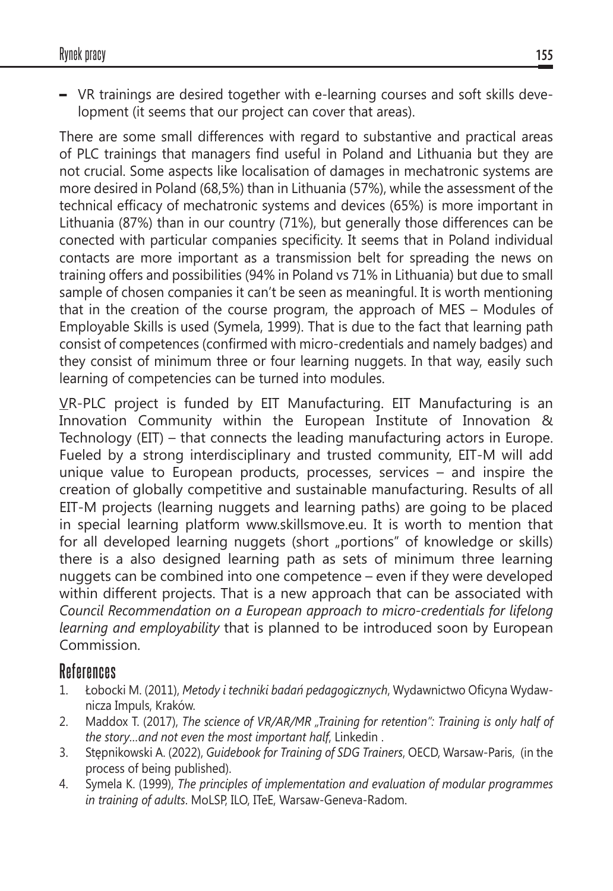- VR trainings are desired together with e-learning courses and soft skills development (it seems that our project can cover that areas).

There are some small differences with regard to substantive and practical areas of PLC trainings that managers find useful in Poland and Lithuania but they are not crucial. Some aspects like localisation of damages in mechatronic systems are more desired in Poland (68,5%) than in Lithuania (57%), while the assessment of the technical efficacy of mechatronic systems and devices (65%) is more important in Lithuania (87%) than in our country (71%), but generally those differences can be conected with particular companies specificity. It seems that in Poland individual contacts are more important as a transmission belt for spreading the news on training offers and possibilities (94% in Poland vs 71% in Lithuania) but due to small sample of chosen companies it can't be seen as meaningful. It is worth mentioning that in the creation of the course program, the approach of MES – Modules of Employable Skills is used (Symela, 1999). That is due to the fact that learning path consist of competences (confirmed with micro-credentials and namely badges) and they consist of minimum three or four learning nuggets. In that way, easily such learning of competencies can be turned into modules.

VR-PLC project is funded by EIT Manufacturing. EIT Manufacturing is an Innovation Community within the European Institute of Innovation & Technology (EIT) – that connects the leading manufacturing actors in Europe. Fueled by a strong interdisciplinary and trusted community, EIT-M will add unique value to European products, processes, services – and inspire the creation of globally competitive and sustainable manufacturing. Results of all EIT-M projects (learning nuggets and learning paths) are going to be placed in special learning platform www.skillsmove.eu. It is worth to mention that for all developed learning nuggets (short „portions" of knowledge or skills) there is a also designed learning path as sets of minimum three learning nuggets can be combined into one competence – even if they were developed within different projects. That is a new approach that can be associated with *Council Recommendation on a European approach to micro-credentials for lifelong learning and employability* that is planned to be introduced soon by European Commission.

## References

1. Łobocki M. (2011), *Metody i techniki badań pedagogicznych*, Wydawnictwo Oficyna Wydawnicza Impuls, Kraków.
2. Maddox T. (2017), *The science of VR/AR/MR „Training for retention": Training is only half of the story…and not even the most important half*, Linkedin .
3. Stępnikowski A. (2022), *Guidebook for Training of SDG Trainers*, OECD, Warsaw-Paris, (in the process of being published).
4. Symela K. (1999), *The principles of implementation and evaluation of modular programmes in training of adults*. MoLSP, ILO, ITeE, Warsaw-Geneva-Radom.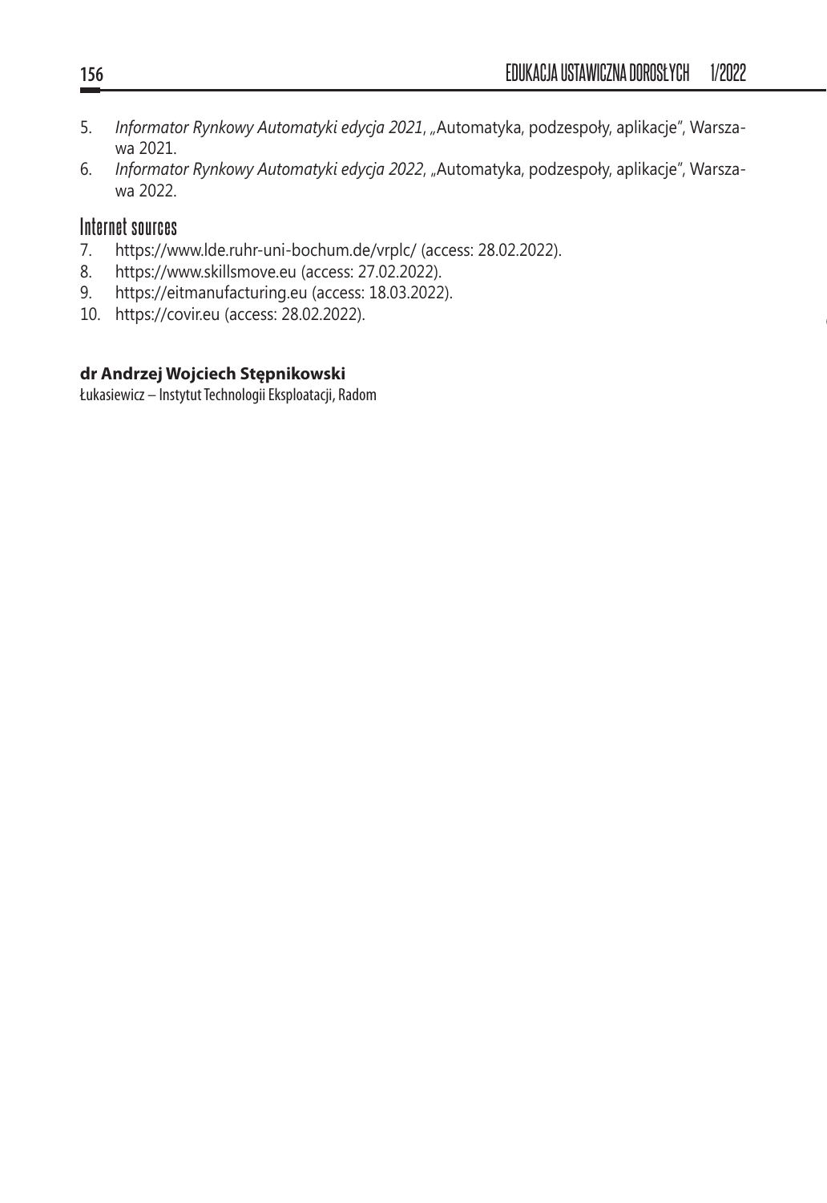5. *Informator Rynkowy Automatyki edycja 2021*, „Automatyka, podzespoły, aplikacje", Warszawa 2021.
6. *Informator Rynkowy Automatyki edycja 2022*, „Automatyka, podzespoły, aplikacje", Warszawa 2022.

## Internet sources

7. https://www.lde.ruhr-uni-bochum.de/vrplc/ (access: 28.02.2022).
8. https://www.skillsmove.eu (access: 27.02.2022).
9. https://eitmanufacturing.eu (access: 18.03.2022).
10. https://covir.eu (access: 28.02.2022).

**dr Andrzej Wojciech Stępnikowski**
Łukasiewicz – Instytut Technologii Eksploatacji, Radom